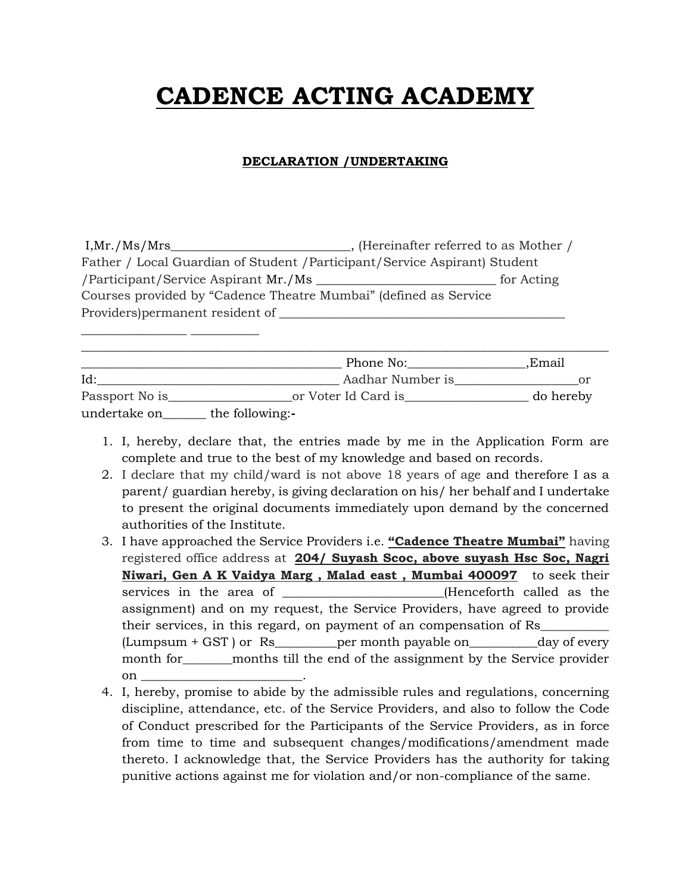# CADENCE ACTING ACADEMY

## DECLARATION /UNDERTAKING

I,Mr./Ms/Mrs____________________________, (Hereinafter referred to as Mother / Father / Local Guardian of Student /Participant/Service Aspirant) Student /Participant/Service Aspirant Mr./Ms ____________________________ for Acting Courses provided by "Cadence Theatre Mumbai" (defined as Service Providers)permanent resident of ______________________________________________ ________________ __________ _____________________________________________________________________________________ _________________________________________ Phone No:_________________,Email Id:_____________________________________ Aadhar Number is__________________or Passport No is__________________or Voter Id Card is__________________ do hereby undertake on_______ the following:-

1. I, hereby, declare that, the entries made by me in the Application Form are complete and true to the best of my knowledge and based on records.
2. I declare that my child/ward is not above 18 years of age and therefore I as a parent/ guardian hereby, is giving declaration on his/ her behalf and I undertake to present the original documents immediately upon demand by the concerned authorities of the Institute.
3. I have approached the Service Providers i.e. **"Cadence Theatre Mumbai"** having registered office address at **204/ Suyash Scoc, above suyash Hsc Soc, Nagri Niwari, Gen A K Vaidya Marg , Malad east , Mumbai 400097** to seek their services in the area of _________________________(Henceforth called as the assignment) and on my request, the Service Providers, have agreed to provide their services, in this regard, on payment of an compensation of Rs__________ (Lumpsum + GST ) or Rs_________per month payable on__________day of every month for________months till the end of the assignment by the Service provider on _________________________.
4. I, hereby, promise to abide by the admissible rules and regulations, concerning discipline, attendance, etc. of the Service Providers, and also to follow the Code of Conduct prescribed for the Participants of the Service Providers, as in force from time to time and subsequent changes/modifications/amendment made thereto. I acknowledge that, the Service Providers has the authority for taking punitive actions against me for violation and/or non-compliance of the same.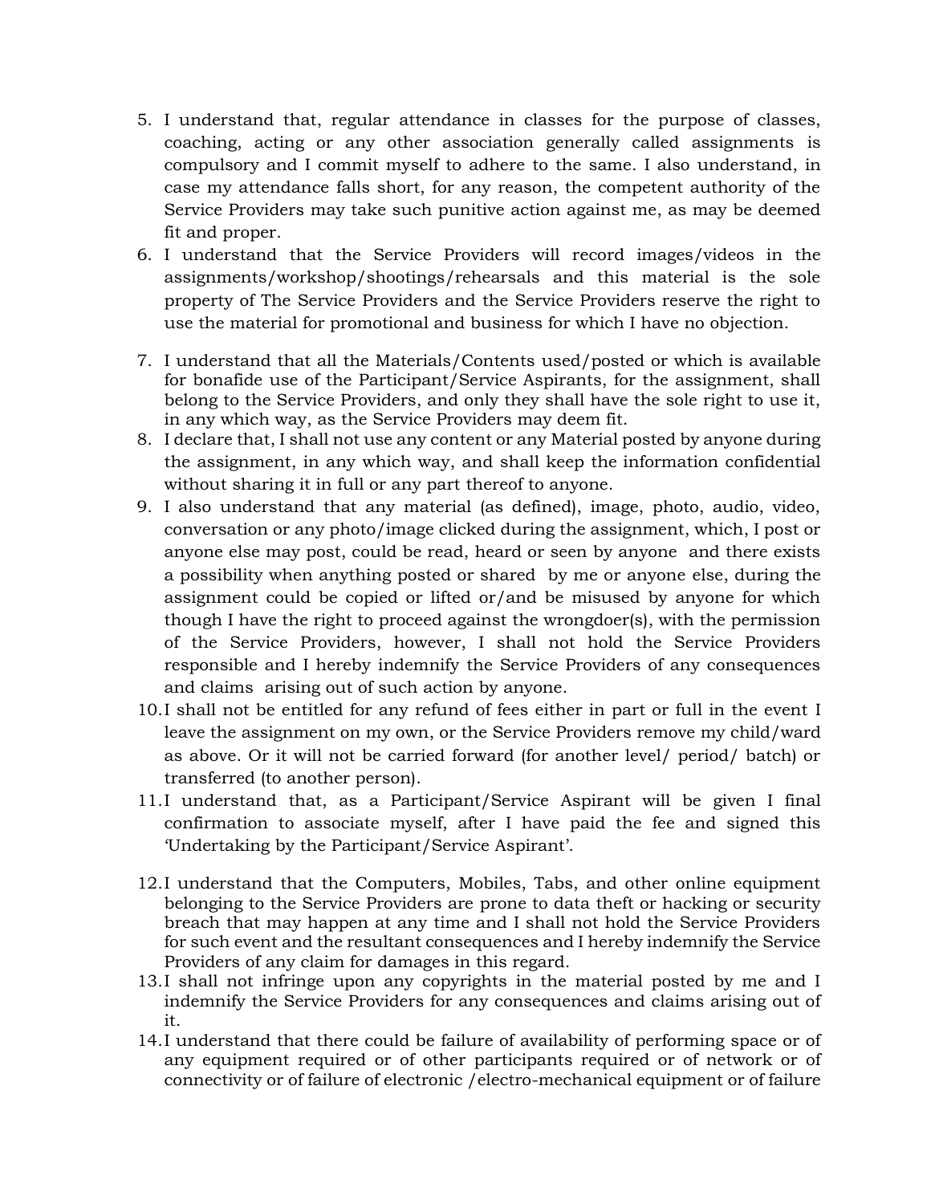5. I understand that, regular attendance in classes for the purpose of classes, coaching, acting or any other association generally called assignments is compulsory and I commit myself to adhere to the same. I also understand, in case my attendance falls short, for any reason, the competent authority of the Service Providers may take such punitive action against me, as may be deemed fit and proper.
6. I understand that the Service Providers will record images/videos in the assignments/workshop/shootings/rehearsals and this material is the sole property of The Service Providers and the Service Providers reserve the right to use the material for promotional and business for which I have no objection.
7. I understand that all the Materials/Contents used/posted or which is available for bonafide use of the Participant/Service Aspirants, for the assignment, shall belong to the Service Providers, and only they shall have the sole right to use it, in any which way, as the Service Providers may deem fit.
8. I declare that, I shall not use any content or any Material posted by anyone during the assignment, in any which way, and shall keep the information confidential without sharing it in full or any part thereof to anyone.
9. I also understand that any material (as defined), image, photo, audio, video, conversation or any photo/image clicked during the assignment, which, I post or anyone else may post, could be read, heard or seen by anyone and there exists a possibility when anything posted or shared by me or anyone else, during the assignment could be copied or lifted or/and be misused by anyone for which though I have the right to proceed against the wrongdoer(s), with the permission of the Service Providers, however, I shall not hold the Service Providers responsible and I hereby indemnify the Service Providers of any consequences and claims arising out of such action by anyone.
10. I shall not be entitled for any refund of fees either in part or full in the event I leave the assignment on my own, or the Service Providers remove my child/ward as above. Or it will not be carried forward (for another level/ period/ batch) or transferred (to another person).
11. I understand that, as a Participant/Service Aspirant will be given I final confirmation to associate myself, after I have paid the fee and signed this 'Undertaking by the Participant/Service Aspirant'.
12. I understand that the Computers, Mobiles, Tabs, and other online equipment belonging to the Service Providers are prone to data theft or hacking or security breach that may happen at any time and I shall not hold the Service Providers for such event and the resultant consequences and I hereby indemnify the Service Providers of any claim for damages in this regard.
13. I shall not infringe upon any copyrights in the material posted by me and I indemnify the Service Providers for any consequences and claims arising out of it.
14. I understand that there could be failure of availability of performing space or of any equipment required or of other participants required or of network or of connectivity or of failure of electronic /electro-mechanical equipment or of failure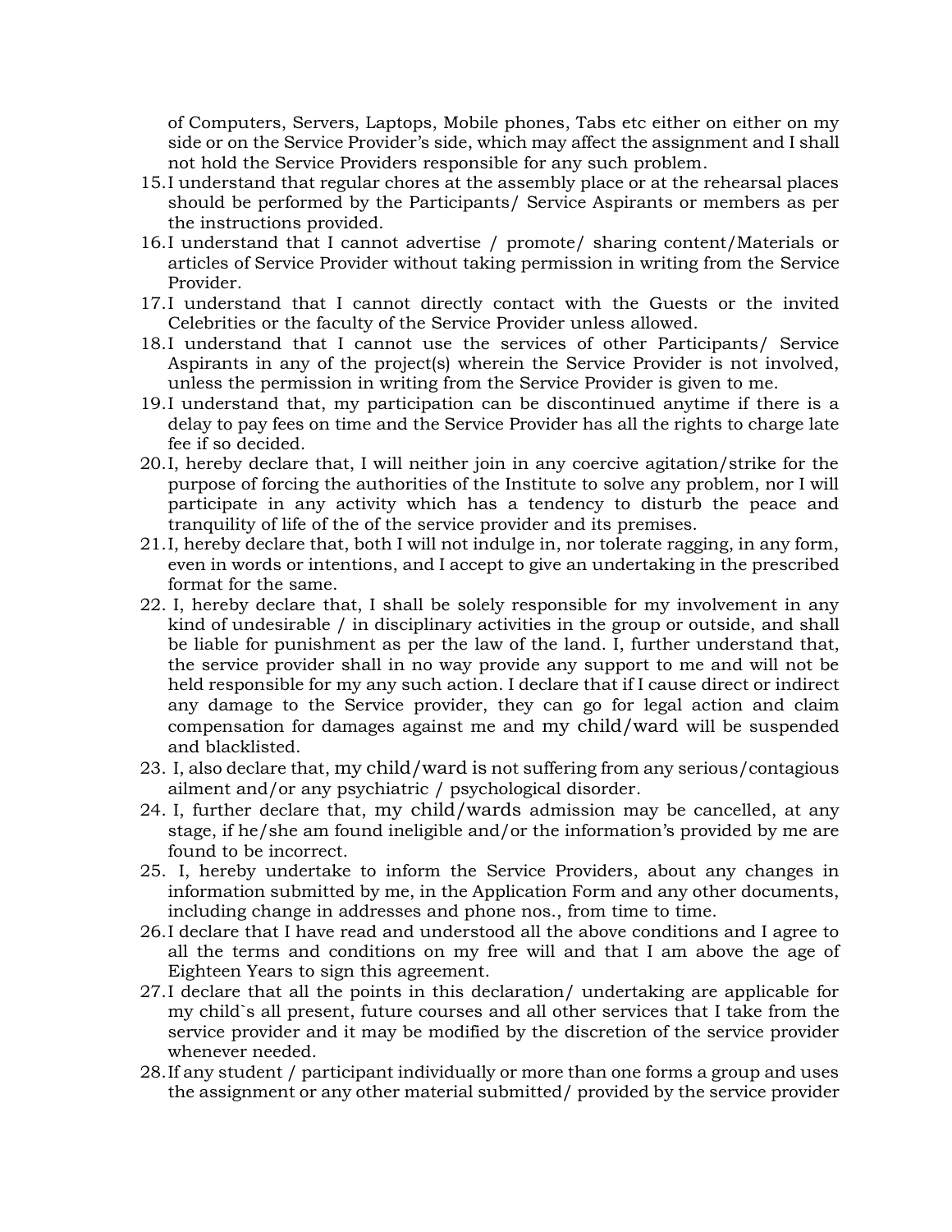of Computers, Servers, Laptops, Mobile phones, Tabs etc either on either on my side or on the Service Provider's side, which may affect the assignment and I shall not hold the Service Providers responsible for any such problem.

15. I understand that regular chores at the assembly place or at the rehearsal places should be performed by the Participants/ Service Aspirants or members as per the instructions provided.
16. I understand that I cannot advertise / promote/ sharing content/Materials or articles of Service Provider without taking permission in writing from the Service Provider.
17. I understand that I cannot directly contact with the Guests or the invited Celebrities or the faculty of the Service Provider unless allowed.
18. I understand that I cannot use the services of other Participants/ Service Aspirants in any of the project(s) wherein the Service Provider is not involved, unless the permission in writing from the Service Provider is given to me.
19. I understand that, my participation can be discontinued anytime if there is a delay to pay fees on time and the Service Provider has all the rights to charge late fee if so decided.
20. I, hereby declare that, I will neither join in any coercive agitation/strike for the purpose of forcing the authorities of the Institute to solve any problem, nor I will participate in any activity which has a tendency to disturb the peace and tranquility of life of the of the service provider and its premises.
21. I, hereby declare that, both I will not indulge in, nor tolerate ragging, in any form, even in words or intentions, and I accept to give an undertaking in the prescribed format for the same.
22. I, hereby declare that, I shall be solely responsible for my involvement in any kind of undesirable / in disciplinary activities in the group or outside, and shall be liable for punishment as per the law of the land. I, further understand that, the service provider shall in no way provide any support to me and will not be held responsible for my any such action. I declare that if I cause direct or indirect any damage to the Service provider, they can go for legal action and claim compensation for damages against me and my child/ward will be suspended and blacklisted.
23. I, also declare that, my child/ward is not suffering from any serious/contagious ailment and/or any psychiatric / psychological disorder.
24. I, further declare that, my child/wards admission may be cancelled, at any stage, if he/she am found ineligible and/or the information's provided by me are found to be incorrect.
25. I, hereby undertake to inform the Service Providers, about any changes in information submitted by me, in the Application Form and any other documents, including change in addresses and phone nos., from time to time.
26. I declare that I have read and understood all the above conditions and I agree to all the terms and conditions on my free will and that I am above the age of Eighteen Years to sign this agreement.
27. I declare that all the points in this declaration/ undertaking are applicable for my child`s all present, future courses and all other services that I take from the service provider and it may be modified by the discretion of the service provider whenever needed.
28. If any student / participant individually or more than one forms a group and uses the assignment or any other material submitted/ provided by the service provider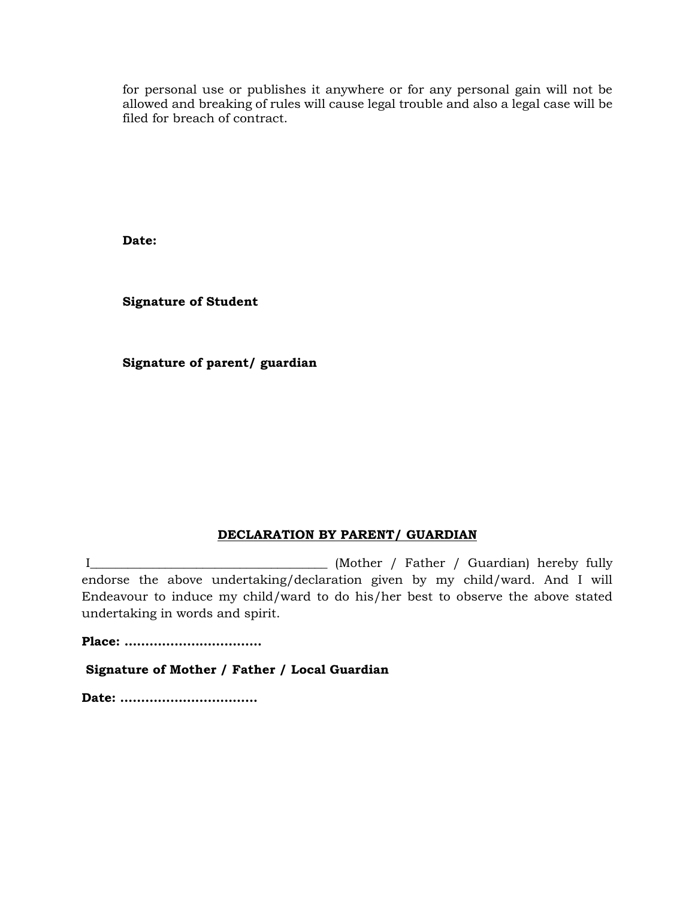for personal use or publishes it anywhere or for any personal gain will not be allowed and breaking of rules will cause legal trouble and also a legal case will be filed for breach of contract.

**Date:**

**Signature of Student**

**Signature of parent/ guardian**

## DECLARATION BY PARENT/ GUARDIAN

I_____________________________________ (Mother / Father / Guardian) hereby fully endorse the above undertaking/declaration given by my child/ward. And I will Endeavour to induce my child/ward to do his/her best to observe the above stated undertaking in words and spirit.

**Place: ................................**

**Signature of Mother / Father / Local Guardian**

**Date: ................................**